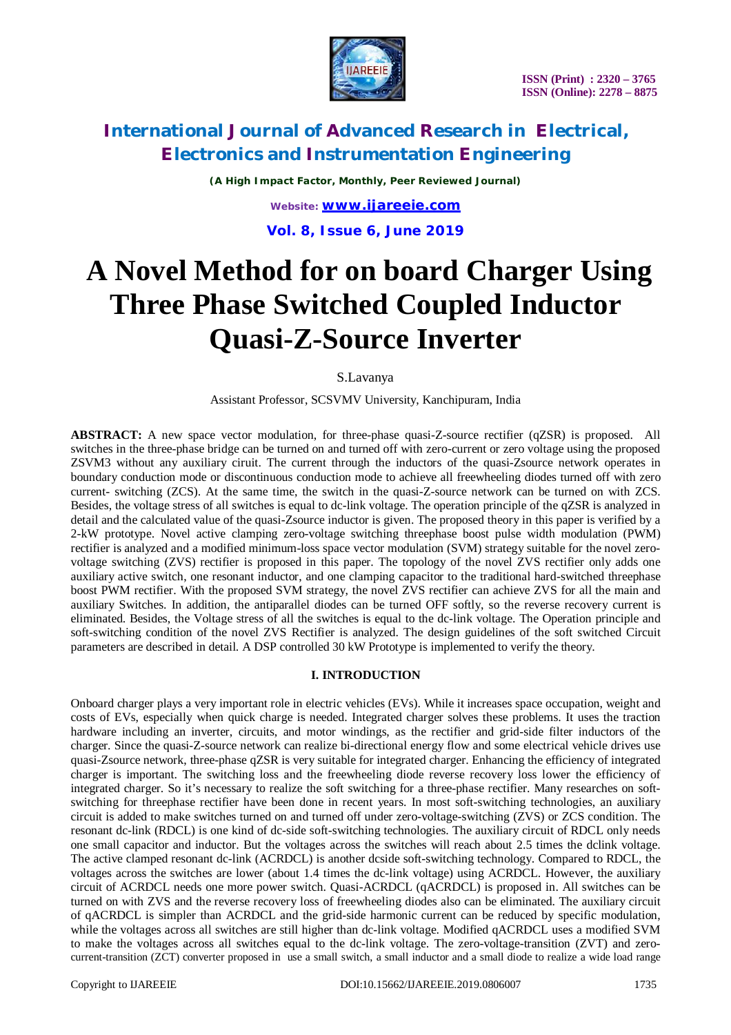# A Novel Method for on board Charger Using Three Phase Switched Coupled Inductor Quasi-Z-Source Inverter

S.Lavanya

Assistant Professor, SCSVMV University, Kanchipuram, India

**ABSTRACT:** A new space vector modulation, for three-phase quasi-Z-source rectifier (qZSR) is proposed. All switches in the three-phase bridge can be turned on and turned off with zero-current or zero voltage using the proposed ZSVM3 without any auxiliary ciruit. The current through the inductors of the quasi-Zsource network operates in boundary conduction mode or discontinuous conduction mode to achieve all freewheeling diodes turned off with zero current- switching (ZCS). At the same time, the switch in the quasi-Z-source network can be turned on with ZCS. Besides, the voltage stress of all switches is equal to dc-link voltage. The operation principle of the qZSR is analyzed in detail and the calculated value of the quasi-Zsource inductor is given. The proposed theory in this paper is verified by a 2-kW prototype. Novel active clamping zero-voltage switching threephase boost pulse width modulation (PWM) rectifier is analyzed and a modified minimum-loss space vector modulation (SVM) strategy suitable for the novel zero-voltage switching (ZVS) rectifier is proposed in this paper. The topology of the novel ZVS rectifier only adds one auxiliary active switch, one resonant inductor, and one clamping capacitor to the traditional hard-switched threephase boost PWM rectifier. With the proposed SVM strategy, the novel ZVS rectifier can achieve ZVS for all the main and auxiliary Switches. In addition, the antiparallel diodes can be turned OFF softly, so the reverse recovery current is eliminated. Besides, the Voltage stress of all the switches is equal to the dc-link voltage. The Operation principle and soft-switching condition of the novel ZVS Rectifier is analyzed. The design guidelines of the soft switched Circuit parameters are described in detail. A DSP controlled 30 kW Prototype is implemented to verify the theory.

## I. INTRODUCTION

Onboard charger plays a very important role in electric vehicles (EVs). While it increases space occupation, weight and costs of EVs, especially when quick charge is needed. Integrated charger solves these problems. It uses the traction hardware including an inverter, circuits, and motor windings, as the rectifier and grid-side filter inductors of the charger. Since the quasi-Z-source network can realize bi-directional energy flow and some electrical vehicle drives use quasi-Zsource network, three-phase qZSR is very suitable for integrated charger. Enhancing the efficiency of integrated charger is important. The switching loss and the freewheeling diode reverse recovery loss lower the efficiency of integrated charger. So it's necessary to realize the soft switching for a three-phase rectifier. Many researches on soft-switching for threephase rectifier have been done in recent years. In most soft-switching technologies, an auxiliary circuit is added to make switches turned on and turned off under zero-voltage-switching (ZVS) or ZCS condition. The resonant dc-link (RDCL) is one kind of dc-side soft-switching technologies. The auxiliary circuit of RDCL only needs one small capacitor and inductor. But the voltages across the switches will reach about 2.5 times the dclink voltage. The active clamped resonant dc-link (ACRDCL) is another dcside soft-switching technology. Compared to RDCL, the voltages across the switches are lower (about 1.4 times the dc-link voltage) using ACRDCL. However, the auxiliary circuit of ACRDCL needs one more power switch. Quasi-ACRDCL (qACRDCL) is proposed in. All switches can be turned on with ZVS and the reverse recovery loss of freewheeling diodes also can be eliminated. The auxiliary circuit of qACRDCL is simpler than ACRDCL and the grid-side harmonic current can be reduced by specific modulation, while the voltages across all switches are still higher than dc-link voltage. Modified qACRDCL uses a modified SVM to make the voltages across all switches equal to the dc-link voltage. The zero-voltage-transition (ZVT) and zero-current-transition (ZCT) converter proposed in use a small switch, a small inductor and a small diode to realize a wide load range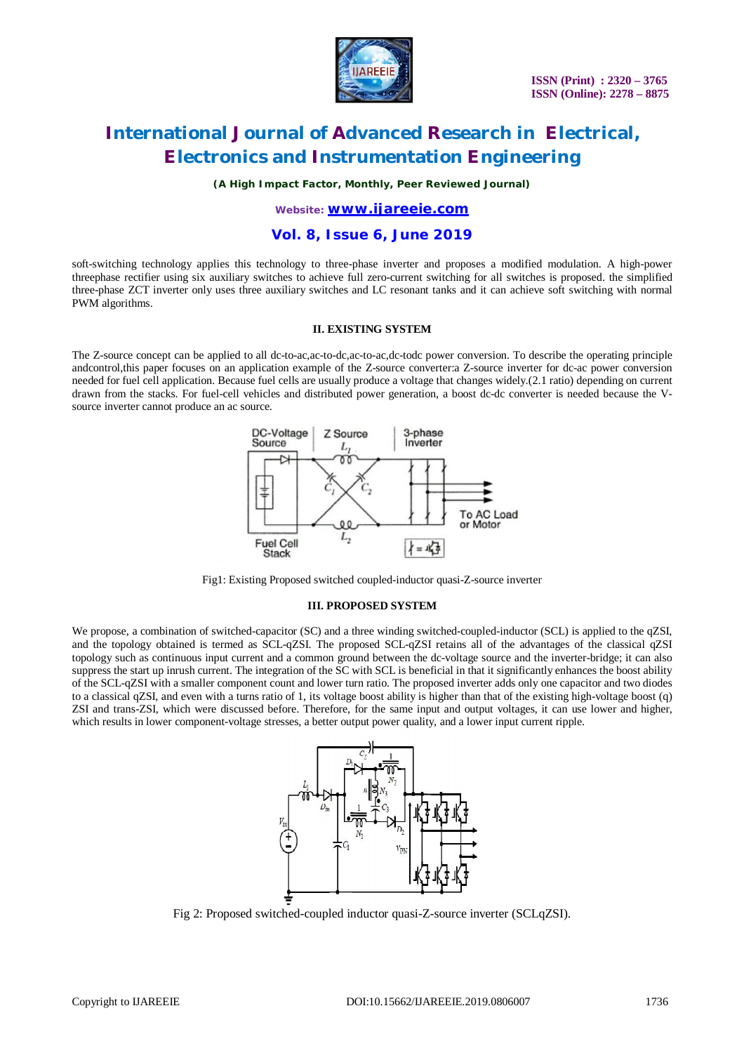soft-switching technology applies this technology to three-phase inverter and proposes a modified modulation. A high-power threephase rectifier using six auxiliary switches to achieve full zero-current switching for all switches is proposed. the simplified three-phase ZCT inverter only uses three auxiliary switches and LC resonant tanks and it can achieve soft switching with normal PWM algorithms.

## II. EXISTING SYSTEM

The Z-source concept can be applied to all dc-to-ac,ac-to-dc,ac-to-ac,dc-todc power conversion. To describe the operating principle andcontrol,this paper focuses on an application example of the Z-source converter:a Z-source inverter for dc-ac power conversion needed for fuel cell application. Because fuel cells are usually produce a voltage that changes widely.(2.1 ratio) depending on current drawn from the stacks. For fuel-cell vehicles and distributed power generation, a boost dc-dc converter is needed because the V-source inverter cannot produce an ac source.

DC-Voltage Source

Z Source

3-phase Inverter

$L_1$

$C_1$

$C_2$

$L_2$

To AC Load or Motor

Fuel Cell Stack

Fig1: Existing Proposed switched coupled-inductor quasi-Z-source inverter

## III. PROPOSED SYSTEM

We propose, a combination of switched-capacitor (SC) and a three winding switched-coupled-inductor (SCL) is applied to the qZSI, and the topology obtained is termed as SCL-qZSI. The proposed SCL-qZSI retains all of the advantages of the classical qZSI topology such as continuous input current and a common ground between the dc-voltage source and the inverter-bridge; it can also suppress the start up inrush current. The integration of the SC with SCL is beneficial in that it significantly enhances the boost ability of the SCL-qZSI with a smaller component count and lower turn ratio. The proposed inverter adds only one capacitor and two diodes to a classical qZSI, and even with a turns ratio of 1, its voltage boost ability is higher than that of the existing high-voltage boost (q) ZSI and trans-ZSI, which were discussed before. Therefore, for the same input and output voltages, it can use lower and higher, which results in lower component-voltage stresses, a better output power quality, and a lower input current ripple.

$C_2$ $D_1$ $N_2$ 1 $n$ $N_3$ $C_3$ $L_1$ $D_{in}$ 1 $N_1$ $D_2$ $V_{in}$ $C_1$ $V_{PN}$

Fig 2: Proposed switched-coupled inductor quasi-Z-source inverter (SCLqZSI).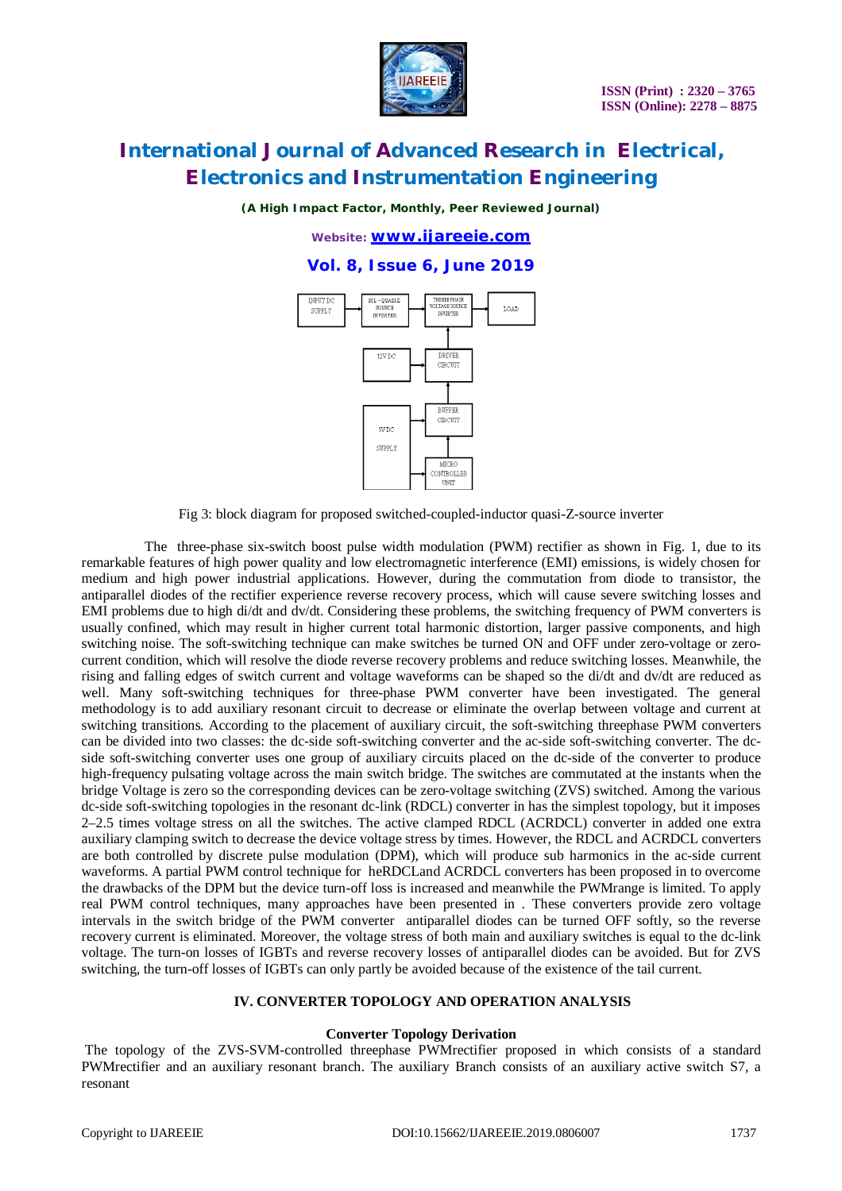INPUT DC SUPPLY

SCL - QUASI Z SOURCE INVERTER

THREE PHASE VOLTAGE SOURCE INVERTER

LOAD

12V DC

DRIVER CIRCUIT

BUFFER CIRCUIT

5V DC SUPPLY

MICRO CONTROLLER UNIT

Fig 3: block diagram for proposed switched-coupled-inductor quasi-Z-source inverter

The three-phase six-switch boost pulse width modulation (PWM) rectifier as shown in Fig. 1, due to its remarkable features of high power quality and low electromagnetic interference (EMI) emissions, is widely chosen for medium and high power industrial applications. However, during the commutation from diode to transistor, the antiparallel diodes of the rectifier experience reverse recovery process, which will cause severe switching losses and EMI problems due to high di/dt and dv/dt. Considering these problems, the switching frequency of PWM converters is usually confined, which may result in higher current total harmonic distortion, larger passive components, and high switching noise. The soft-switching technique can make switches be turned ON and OFF under zero-voltage or zero-current condition, which will resolve the diode reverse recovery problems and reduce switching losses. Meanwhile, the rising and falling edges of switch current and voltage waveforms can be shaped so the di/dt and dv/dt are reduced as well. Many soft-switching techniques for three-phase PWM converter have been investigated. The general methodology is to add auxiliary resonant circuit to decrease or eliminate the overlap between voltage and current at switching transitions. According to the placement of auxiliary circuit, the soft-switching threephase PWM converters can be divided into two classes: the dc-side soft-switching converter and the ac-side soft-switching converter. The dc-side soft-switching converter uses one group of auxiliary circuits placed on the dc-side of the converter to produce high-frequency pulsating voltage across the main switch bridge. The switches are commutated at the instants when the bridge Voltage is zero so the corresponding devices can be zero-voltage switching (ZVS) switched. Among the various dc-side soft-switching topologies in the resonant dc-link (RDCL) converter in has the simplest topology, but it imposes 2–2.5 times voltage stress on all the switches. The active clamped RDCL (ACRDCL) converter in added one extra auxiliary clamping switch to decrease the device voltage stress by times. However, the RDCL and ACRDCL converters are both controlled by discrete pulse modulation (DPM), which will produce sub harmonics in the ac-side current waveforms. A partial PWM control technique for heRDCLand ACRDCL converters has been proposed in to overcome the drawbacks of the DPM but the device turn-off loss is increased and meanwhile the PWMrange is limited. To apply real PWM control techniques, many approaches have been presented in . These converters provide zero voltage intervals in the switch bridge of the PWM converter antiparallel diodes can be turned OFF softly, so the reverse recovery current is eliminated. Moreover, the voltage stress of both main and auxiliary switches is equal to the dc-link voltage. The turn-on losses of IGBTs and reverse recovery losses of antiparallel diodes can be avoided. But for ZVS switching, the turn-off losses of IGBTs can only partly be avoided because of the existence of the tail current.

## IV. CONVERTER TOPOLOGY AND OPERATION ANALYSIS

### Converter Topology Derivation

The topology of the ZVS-SVM-controlled threephase PWMrectifier proposed in which consists of a standard PWMrectifier and an auxiliary resonant branch. The auxiliary Branch consists of an auxiliary active switch S7, a resonant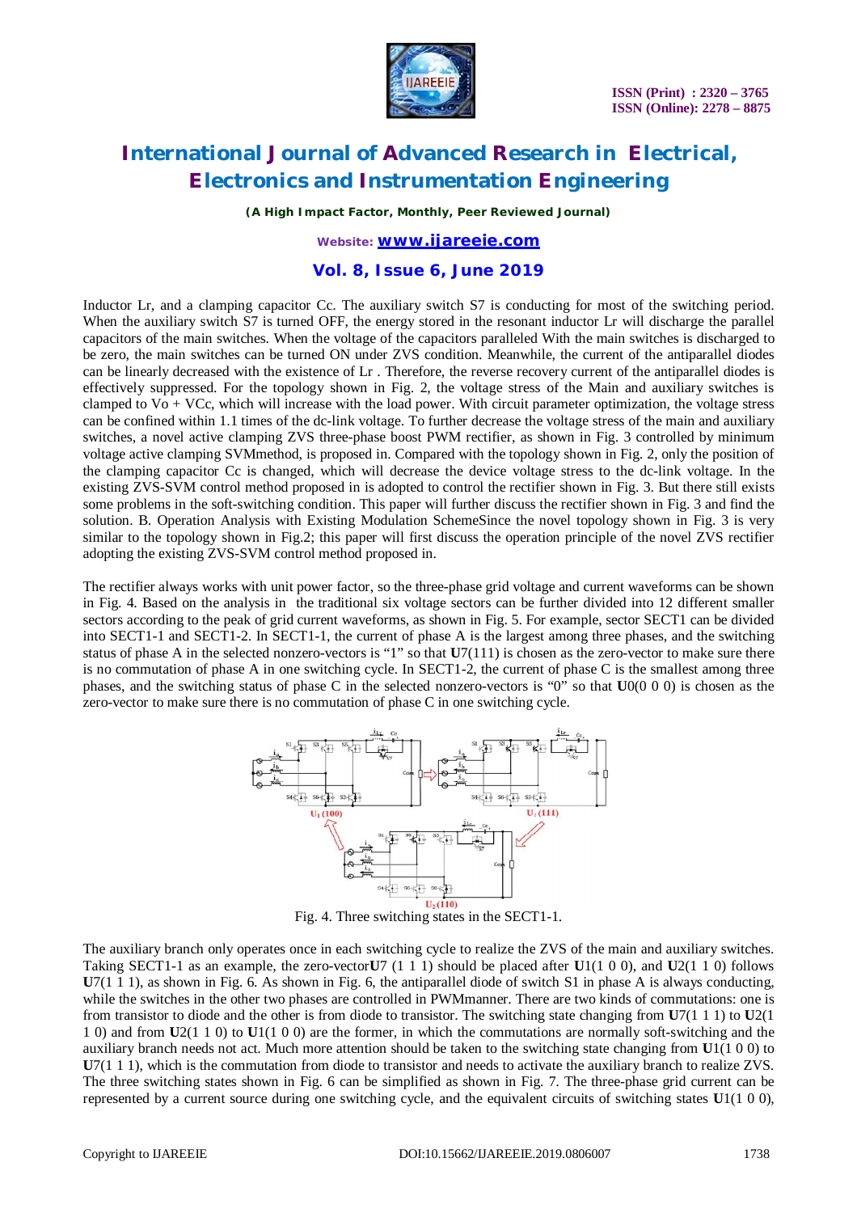Inductor Lr, and a clamping capacitor Cc. The auxiliary switch S7 is conducting for most of the switching period. When the auxiliary switch S7 is turned OFF, the energy stored in the resonant inductor Lr will discharge the parallel capacitors of the main switches. When the voltage of the capacitors paralleled With the main switches is discharged to be zero, the main switches can be turned ON under ZVS condition. Meanwhile, the current of the antiparallel diodes can be linearly decreased with the existence of Lr . Therefore, the reverse recovery current of the antiparallel diodes is effectively suppressed. For the topology shown in Fig. 2, the voltage stress of the Main and auxiliary switches is clamped to Vo + VCc, which will increase with the load power. With circuit parameter optimization, the voltage stress can be confined within 1.1 times of the dc-link voltage. To further decrease the voltage stress of the main and auxiliary switches, a novel active clamping ZVS three-phase boost PWM rectifier, as shown in Fig. 3 controlled by minimum voltage active clamping SVMmethod, is proposed in. Compared with the topology shown in Fig. 2, only the position of the clamping capacitor Cc is changed, which will decrease the device voltage stress to the dc-link voltage. In the existing ZVS-SVM control method proposed in is adopted to control the rectifier shown in Fig. 3. But there still exists some problems in the soft-switching condition. This paper will further discuss the rectifier shown in Fig. 3 and find the solution. B. Operation Analysis with Existing Modulation SchemeSince the novel topology shown in Fig. 3 is very similar to the topology shown in Fig.2; this paper will first discuss the operation principle of the novel ZVS rectifier adopting the existing ZVS-SVM control method proposed in.

The rectifier always works with unit power factor, so the three-phase grid voltage and current waveforms can be shown in Fig. 4. Based on the analysis in the traditional six voltage sectors can be further divided into 12 different smaller sectors according to the peak of grid current waveforms, as shown in Fig. 5. For example, sector SECT1 can be divided into SECT1-1 and SECT1-2. In SECT1-1, the current of phase A is the largest among three phases, and the switching status of phase A in the selected nonzero-vectors is "1" so that **U**7(111) is chosen as the zero-vector to make sure there is no commutation of phase A in one switching cycle. In SECT1-2, the current of phase C is the smallest among three phases, and the switching status of phase C in the selected nonzero-vectors is "0" so that **U**0(0 0 0) is chosen as the zero-vector to make sure there is no commutation of phase C in one switching cycle.

Fig. 4. Three switching states in the SECT1-1.

The auxiliary branch only operates once in each switching cycle to realize the ZVS of the main and auxiliary switches. Taking SECT1-1 as an example, the zero-vector**U**7 (1 1 1) should be placed after **U**1(1 0 0), and **U**2(1 1 0) follows **U**7(1 1 1), as shown in Fig. 6. As shown in Fig. 6, the antiparallel diode of switch S1 in phase A is always conducting, while the switches in the other two phases are controlled in PWMmanner. There are two kinds of commutations: one is from transistor to diode and the other is from diode to transistor. The switching state changing from **U**7(1 1 1) to **U**2(1 1 0) and from **U**2(1 1 0) to **U**1(1 0 0) are the former, in which the commutations are normally soft-switching and the auxiliary branch needs not act. Much more attention should be taken to the switching state changing from **U**1(1 0 0) to **U**7(1 1 1), which is the commutation from diode to transistor and needs to activate the auxiliary branch to realize ZVS. The three switching states shown in Fig. 6 can be simplified as shown in Fig. 7. The three-phase grid current can be represented by a current source during one switching cycle, and the equivalent circuits of switching states **U**1(1 0 0),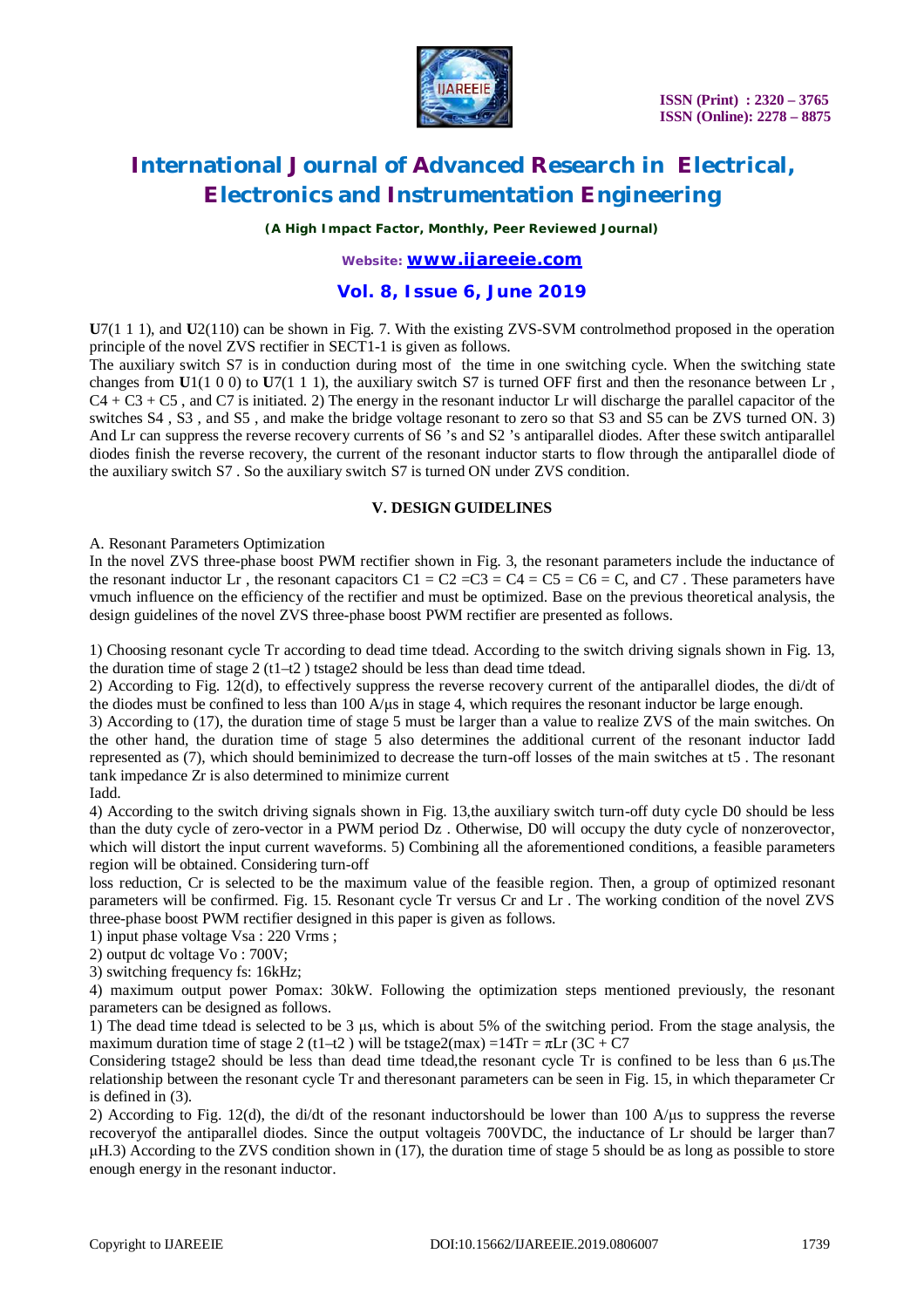**U**7(1 1 1), and **U**2(110) can be shown in Fig. 7. With the existing ZVS-SVM controlmethod proposed in the operation principle of the novel ZVS rectifier in SECT1-1 is given as follows.

The auxiliary switch S7 is in conduction during most of the time in one switching cycle. When the switching state changes from **U**1(1 0 0) to **U**7(1 1 1), the auxiliary switch S7 is turned OFF first and then the resonance between Lr , C4 + C3 + C5 , and C7 is initiated. 2) The energy in the resonant inductor Lr will discharge the parallel capacitor of the switches S4 , S3 , and S5 , and make the bridge voltage resonant to zero so that S3 and S5 can be ZVS turned ON. 3) And Lr can suppress the reverse recovery currents of S6 's and S2 's antiparallel diodes. After these switch antiparallel diodes finish the reverse recovery, the current of the resonant inductor starts to flow through the antiparallel diode of the auxiliary switch S7 . So the auxiliary switch S7 is turned ON under ZVS condition.

## V. DESIGN GUIDELINES

A. Resonant Parameters Optimization

In the novel ZVS three-phase boost PWM rectifier shown in Fig. 3, the resonant parameters include the inductance of the resonant inductor Lr , the resonant capacitors C1 = C2 =C3 = C4 = C5 = C6 = C, and C7 . These parameters have vmuch influence on the efficiency of the rectifier and must be optimized. Base on the previous theoretical analysis, the design guidelines of the novel ZVS three-phase boost PWM rectifier are presented as follows.

1) Choosing resonant cycle Tr according to dead time tdead. According to the switch driving signals shown in Fig. 13, the duration time of stage 2 (t1–t2 ) tstage2 should be less than dead time tdead.

2) According to Fig. 12(d), to effectively suppress the reverse recovery current of the antiparallel diodes, the di/dt of the diodes must be confined to less than 100 A/μs in stage 4, which requires the resonant inductor be large enough.

3) According to (17), the duration time of stage 5 must be larger than a value to realize ZVS of the main switches. On the other hand, the duration time of stage 5 also determines the additional current of the resonant inductor Iadd represented as (7), which should beminimized to decrease the turn-off losses of the main switches at t5 . The resonant tank impedance Zr is also determined to minimize current

Iadd.

4) According to the switch driving signals shown in Fig. 13,the auxiliary switch turn-off duty cycle D0 should be less than the duty cycle of zero-vector in a PWM period Dz . Otherwise, D0 will occupy the duty cycle of nonzerovector, which will distort the input current waveforms. 5) Combining all the aforementioned conditions, a feasible parameters region will be obtained. Considering turn-off

loss reduction, Cr is selected to be the maximum value of the feasible region. Then, a group of optimized resonant parameters will be confirmed. Fig. 15. Resonant cycle Tr versus Cr and Lr . The working condition of the novel ZVS three-phase boost PWM rectifier designed in this paper is given as follows.

1) input phase voltage Vsa : 220 Vrms ;

2) output dc voltage Vo : 700V;

3) switching frequency fs: 16kHz;

4) maximum output power Pomax: 30kW. Following the optimization steps mentioned previously, the resonant parameters can be designed as follows.

1) The dead time tdead is selected to be 3 μs, which is about 5% of the switching period. From the stage analysis, the maximum duration time of stage 2 (t1–t2 ) will be tstage2(max) =14Tr = πLr (3C + C7

Considering tstage2 should be less than dead time tdead,the resonant cycle Tr is confined to be less than 6 μs.The relationship between the resonant cycle Tr and theresonant parameters can be seen in Fig. 15, in which theparameter Cr is defined in (3).

2) According to Fig. 12(d), the di/dt of the resonant inductorshould be lower than 100 A/μs to suppress the reverse recoveryof the antiparallel diodes. Since the output voltageis 700VDC, the inductance of Lr should be larger than7 μH.3) According to the ZVS condition shown in (17), the duration time of stage 5 should be as long as possible to store enough energy in the resonant inductor.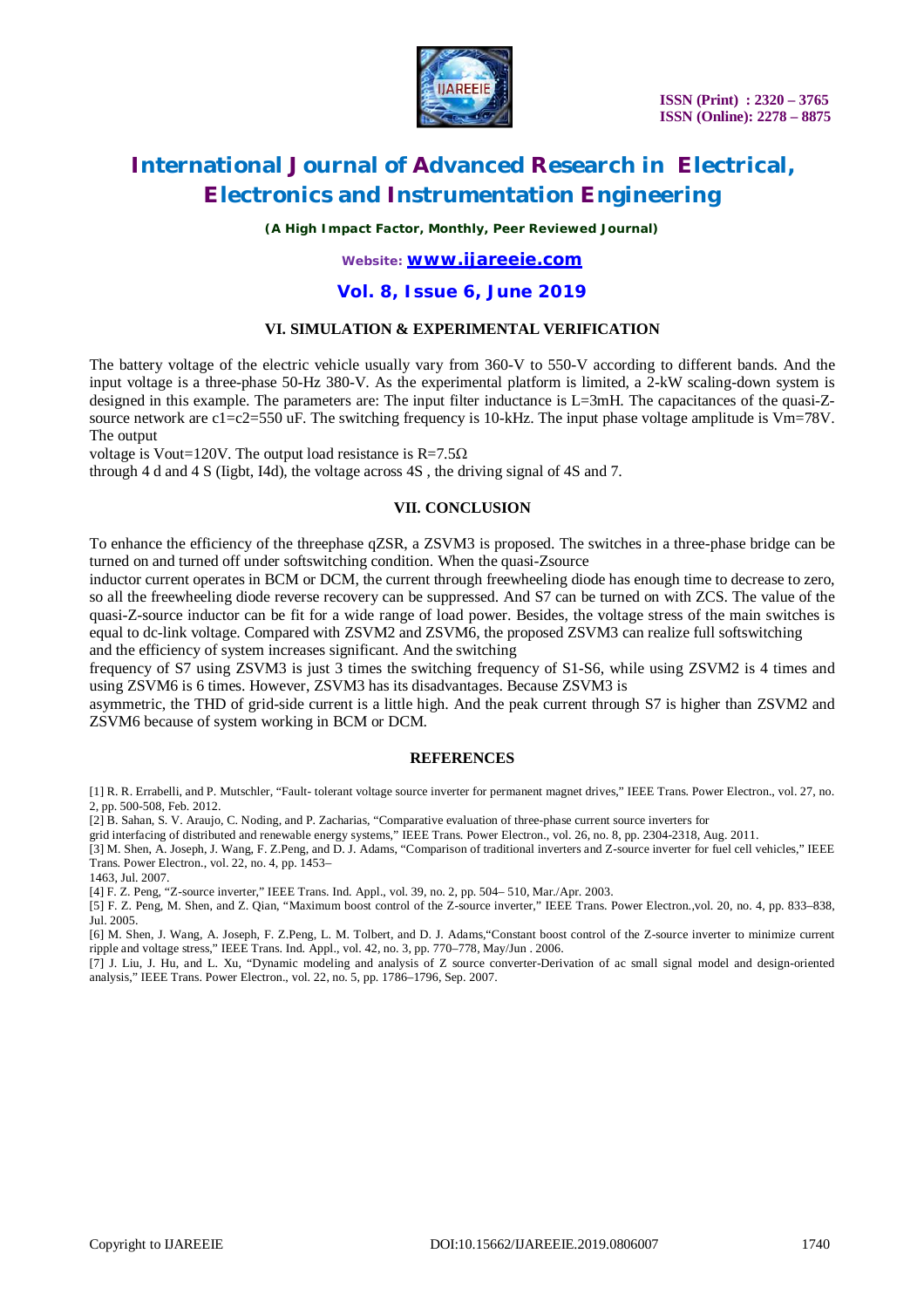## VI. SIMULATION & EXPERIMENTAL VERIFICATION

The battery voltage of the electric vehicle usually vary from 360-V to 550-V according to different bands. And the input voltage is a three-phase 50-Hz 380-V. As the experimental platform is limited, a 2-kW scaling-down system is designed in this example. The parameters are: The input filter inductance is L=3mH. The capacitances of the quasi-Z-source network are c1=c2=550 uF. The switching frequency is 10-kHz. The input phase voltage amplitude is Vm=78V. The output

voltage is Vout=120V. The output load resistance is R=7.5Ω

through 4 d and 4 S (Iigbt, I4d), the voltage across 4S , the driving signal of 4S and 7.

## VII. CONCLUSION

To enhance the efficiency of the threephase qZSR, a ZSVM3 is proposed. The switches in a three-phase bridge can be turned on and turned off under softswitching condition. When the quasi-Zsource

inductor current operates in BCM or DCM, the current through freewheeling diode has enough time to decrease to zero, so all the freewheeling diode reverse recovery can be suppressed. And S7 can be turned on with ZCS. The value of the quasi-Z-source inductor can be fit for a wide range of load power. Besides, the voltage stress of the main switches is equal to dc-link voltage. Compared with ZSVM2 and ZSVM6, the proposed ZSVM3 can realize full softswitching and the efficiency of system increases significant. And the switching

frequency of S7 using ZSVM3 is just 3 times the switching frequency of S1-S6, while using ZSVM2 is 4 times and using ZSVM6 is 6 times. However, ZSVM3 has its disadvantages. Because ZSVM3 is

asymmetric, the THD of grid-side current is a little high. And the peak current through S7 is higher than ZSVM2 and ZSVM6 because of system working in BCM or DCM.

## REFERENCES

[1] R. R. Errabelli, and P. Mutschler, “Fault- tolerant voltage source inverter for permanent magnet drives,” IEEE Trans. Power Electron., vol. 27, no. 2, pp. 500-508, Feb. 2012.

[2] B. Sahan, S. V. Araujo, C. Noding, and P. Zacharias, “Comparative evaluation of three-phase current source inverters for grid interfacing of distributed and renewable energy systems,” IEEE Trans. Power Electron., vol. 26, no. 8, pp. 2304-2318, Aug. 2011.

[3] M. Shen, A. Joseph, J. Wang, F. Z.Peng, and D. J. Adams, “Comparison of traditional inverters and Z-source inverter for fuel cell vehicles,” IEEE Trans. Power Electron., vol. 22, no. 4, pp. 1453–1463, Jul. 2007.

[4] F. Z. Peng, “Z-source inverter,” IEEE Trans. Ind. Appl., vol. 39, no. 2, pp. 504– 510, Mar./Apr. 2003.

[5] F. Z. Peng, M. Shen, and Z. Qian, “Maximum boost control of the Z-source inverter,” IEEE Trans. Power Electron.,vol. 20, no. 4, pp. 833–838, Jul. 2005.

[6] M. Shen, J. Wang, A. Joseph, F. Z.Peng, L. M. Tolbert, and D. J. Adams,“Constant boost control of the Z-source inverter to minimize current ripple and voltage stress,” IEEE Trans. Ind. Appl., vol. 42, no. 3, pp. 770–778, May/Jun . 2006.

[7] J. Liu, J. Hu, and L. Xu, “Dynamic modeling and analysis of Z source converter-Derivation of ac small signal model and design-oriented analysis,” IEEE Trans. Power Electron., vol. 22, no. 5, pp. 1786–1796, Sep. 2007.